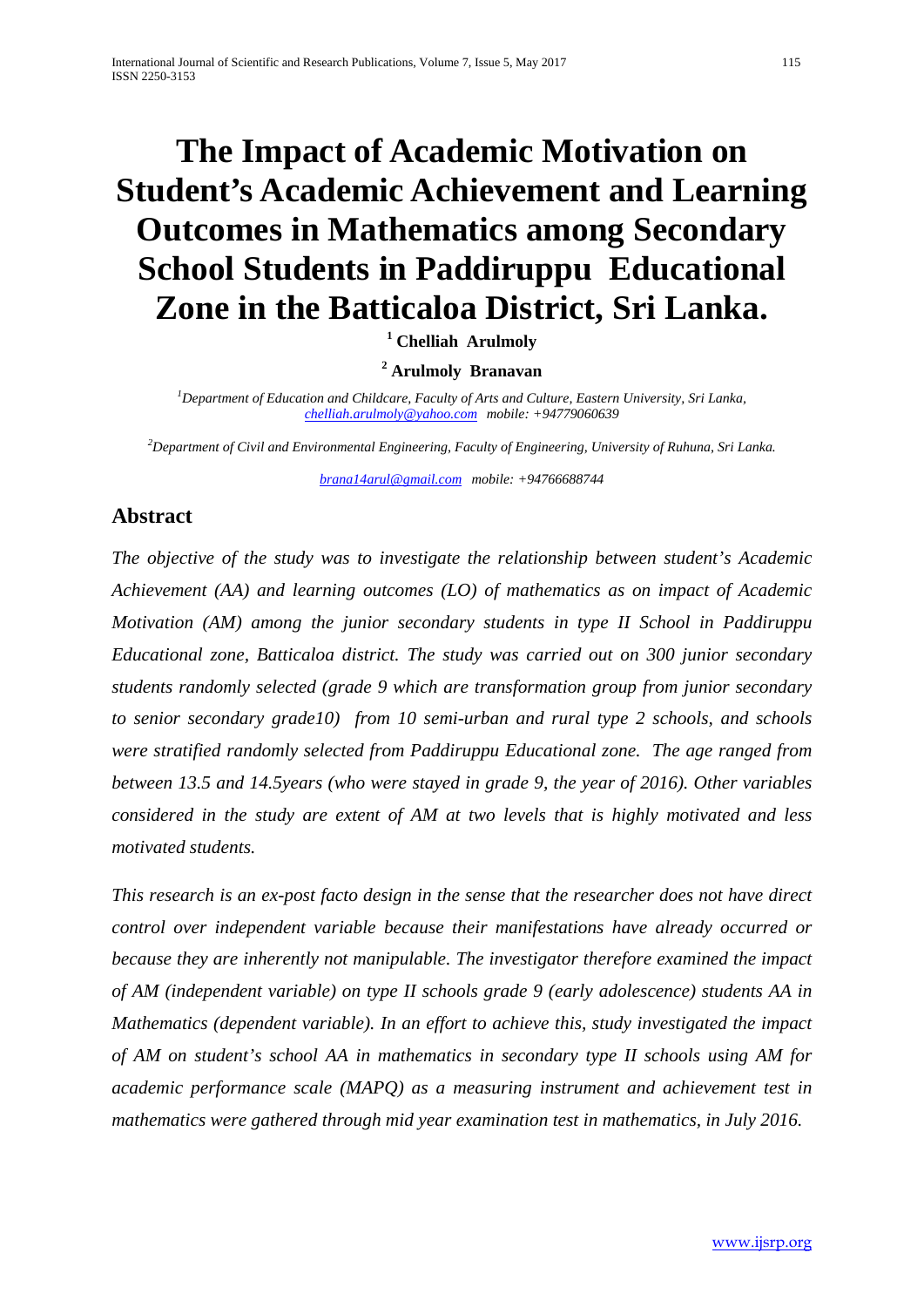# The Impact of Academic Motivation on Student's Academic Achievement and Learning Outcomes in Mathematics among Secondary School Students in Paddiruppu Educational Zone in the Batticaloa District, Sri Lanka.

[1] **Chelliah Arulmoly**

[2] **Arulmoly Branavan**

[1]*Department of Education and Childcare, Faculty of Arts and Culture, Eastern University, Sri Lanka,* *chelliah.arulmoly@yahoo.com mobile: +94779060639*

[2]*Department of Civil and Environmental Engineering, Faculty of Engineering, University of Ruhuna, Sri Lanka.*

*brana14arul@gmail.com mobile: +94766688744*

## Abstract

*The objective of the study was to investigate the relationship between student's Academic Achievement (AA) and learning outcomes (LO) of mathematics as on impact of Academic Motivation (AM) among the junior secondary students in type II School in Paddiruppu Educational zone, Batticaloa district. The study was carried out on 300 junior secondary students randomly selected (grade 9 which are transformation group from junior secondary to senior secondary grade10) from 10 semi-urban and rural type 2 schools, and schools were stratified randomly selected from Paddiruppu Educational zone. The age ranged from between 13.5 and 14.5years (who were stayed in grade 9, the year of 2016). Other variables considered in the study are extent of AM at two levels that is highly motivated and less motivated students.*

*This research is an ex-post facto design in the sense that the researcher does not have direct control over independent variable because their manifestations have already occurred or because they are inherently not manipulable. The investigator therefore examined the impact of AM (independent variable) on type II schools grade 9 (early adolescence) students AA in Mathematics (dependent variable). In an effort to achieve this, study investigated the impact of AM on student's school AA in mathematics in secondary type II schools using AM for academic performance scale (MAPQ) as a measuring instrument and achievement test in mathematics were gathered through mid year examination test in mathematics, in July 2016.*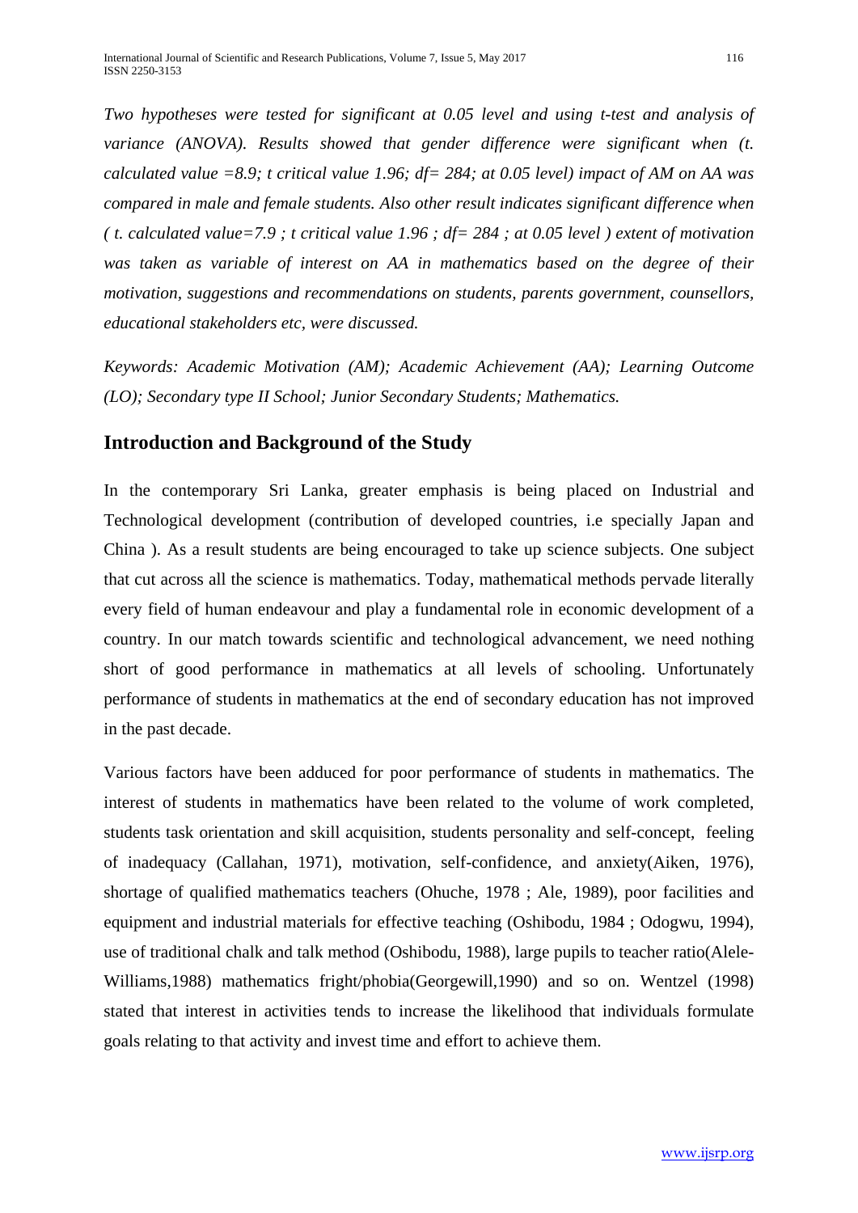*Two hypotheses were tested for significant at 0.05 level and using t-test and analysis of variance (ANOVA). Results showed that gender difference were significant when (t. calculated value =8.9; t critical value 1.96; df= 284; at 0.05 level) impact of AM on AA was compared in male and female students. Also other result indicates significant difference when ( t. calculated value=7.9 ; t critical value 1.96 ; df= 284 ; at 0.05 level ) extent of motivation was taken as variable of interest on AA in mathematics based on the degree of their motivation, suggestions and recommendations on students, parents government, counsellors, educational stakeholders etc, were discussed.*

*Keywords: Academic Motivation (AM); Academic Achievement (AA); Learning Outcome (LO); Secondary type II School; Junior Secondary Students; Mathematics.*

## Introduction and Background of the Study

In the contemporary Sri Lanka, greater emphasis is being placed on Industrial and Technological development (contribution of developed countries, i.e specially Japan and China ). As a result students are being encouraged to take up science subjects. One subject that cut across all the science is mathematics. Today, mathematical methods pervade literally every field of human endeavour and play a fundamental role in economic development of a country. In our match towards scientific and technological advancement, we need nothing short of good performance in mathematics at all levels of schooling. Unfortunately performance of students in mathematics at the end of secondary education has not improved in the past decade.

Various factors have been adduced for poor performance of students in mathematics. The interest of students in mathematics have been related to the volume of work completed, students task orientation and skill acquisition, students personality and self-concept, feeling of inadequacy (Callahan, 1971), motivation, self-confidence, and anxiety(Aiken, 1976), shortage of qualified mathematics teachers (Ohuche, 1978 ; Ale, 1989), poor facilities and equipment and industrial materials for effective teaching (Oshibodu, 1984 ; Odogwu, 1994), use of traditional chalk and talk method (Oshibodu, 1988), large pupils to teacher ratio(Alele-Williams,1988) mathematics fright/phobia(Georgewill,1990) and so on. Wentzel (1998) stated that interest in activities tends to increase the likelihood that individuals formulate goals relating to that activity and invest time and effort to achieve them.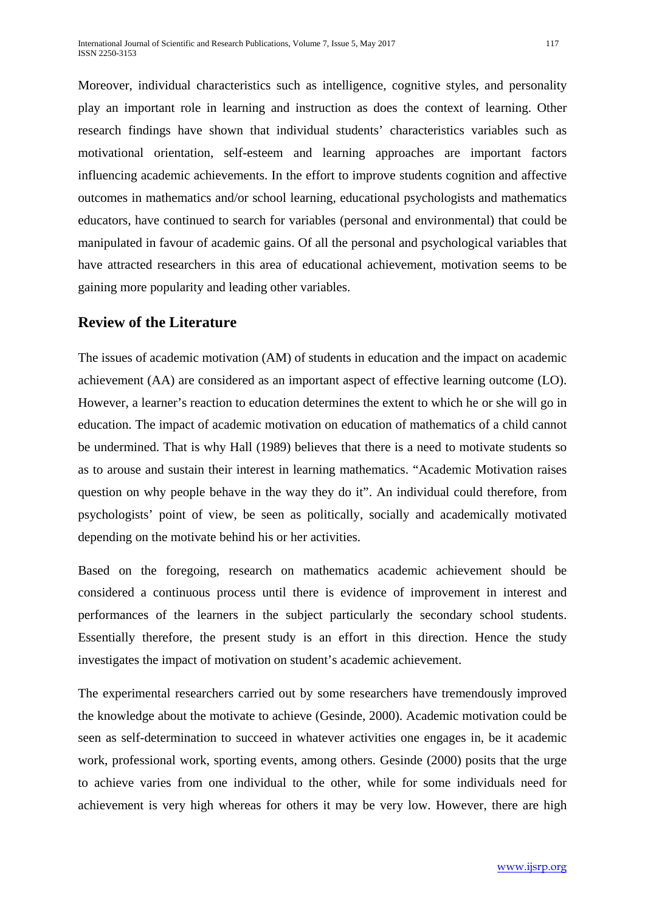Moreover, individual characteristics such as intelligence, cognitive styles, and personality play an important role in learning and instruction as does the context of learning. Other research findings have shown that individual students' characteristics variables such as motivational orientation, self-esteem and learning approaches are important factors influencing academic achievements. In the effort to improve students cognition and affective outcomes in mathematics and/or school learning, educational psychologists and mathematics educators, have continued to search for variables (personal and environmental) that could be manipulated in favour of academic gains. Of all the personal and psychological variables that have attracted researchers in this area of educational achievement, motivation seems to be gaining more popularity and leading other variables.

## Review of the Literature

The issues of academic motivation (AM) of students in education and the impact on academic achievement (AA) are considered as an important aspect of effective learning outcome (LO). However, a learner's reaction to education determines the extent to which he or she will go in education. The impact of academic motivation on education of mathematics of a child cannot be undermined. That is why Hall (1989) believes that there is a need to motivate students so as to arouse and sustain their interest in learning mathematics. "Academic Motivation raises question on why people behave in the way they do it". An individual could therefore, from psychologists' point of view, be seen as politically, socially and academically motivated depending on the motivate behind his or her activities.

Based on the foregoing, research on mathematics academic achievement should be considered a continuous process until there is evidence of improvement in interest and performances of the learners in the subject particularly the secondary school students. Essentially therefore, the present study is an effort in this direction. Hence the study investigates the impact of motivation on student's academic achievement.

The experimental researchers carried out by some researchers have tremendously improved the knowledge about the motivate to achieve (Gesinde, 2000). Academic motivation could be seen as self-determination to succeed in whatever activities one engages in, be it academic work, professional work, sporting events, among others. Gesinde (2000) posits that the urge to achieve varies from one individual to the other, while for some individuals need for achievement is very high whereas for others it may be very low. However, there are high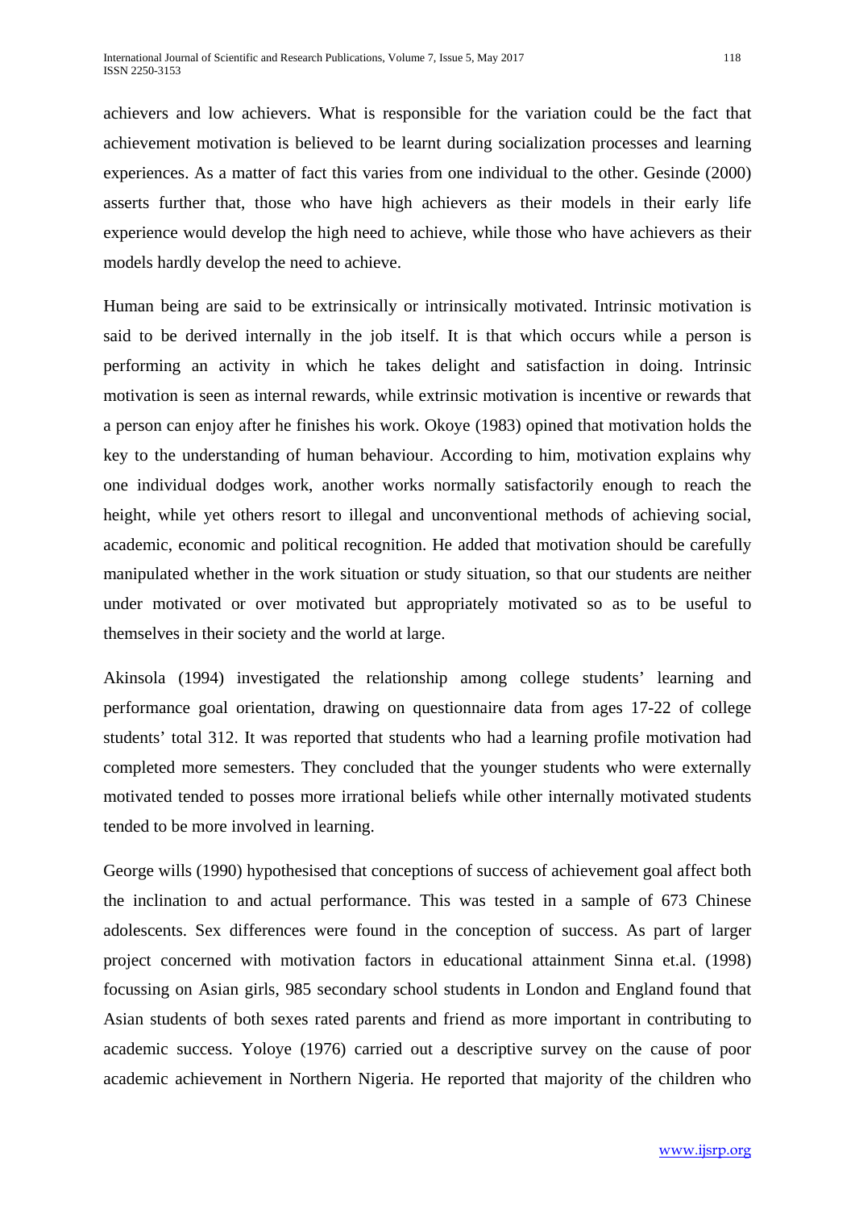achievers and low achievers. What is responsible for the variation could be the fact that achievement motivation is believed to be learnt during socialization processes and learning experiences. As a matter of fact this varies from one individual to the other. Gesinde (2000) asserts further that, those who have high achievers as their models in their early life experience would develop the high need to achieve, while those who have achievers as their models hardly develop the need to achieve.

Human being are said to be extrinsically or intrinsically motivated. Intrinsic motivation is said to be derived internally in the job itself. It is that which occurs while a person is performing an activity in which he takes delight and satisfaction in doing. Intrinsic motivation is seen as internal rewards, while extrinsic motivation is incentive or rewards that a person can enjoy after he finishes his work. Okoye (1983) opined that motivation holds the key to the understanding of human behaviour. According to him, motivation explains why one individual dodges work, another works normally satisfactorily enough to reach the height, while yet others resort to illegal and unconventional methods of achieving social, academic, economic and political recognition. He added that motivation should be carefully manipulated whether in the work situation or study situation, so that our students are neither under motivated or over motivated but appropriately motivated so as to be useful to themselves in their society and the world at large.

Akinsola (1994) investigated the relationship among college students' learning and performance goal orientation, drawing on questionnaire data from ages 17-22 of college students' total 312. It was reported that students who had a learning profile motivation had completed more semesters. They concluded that the younger students who were externally motivated tended to posses more irrational beliefs while other internally motivated students tended to be more involved in learning.

George wills (1990) hypothesised that conceptions of success of achievement goal affect both the inclination to and actual performance. This was tested in a sample of 673 Chinese adolescents. Sex differences were found in the conception of success. As part of larger project concerned with motivation factors in educational attainment Sinna et.al. (1998) focussing on Asian girls, 985 secondary school students in London and England found that Asian students of both sexes rated parents and friend as more important in contributing to academic success. Yoloye (1976) carried out a descriptive survey on the cause of poor academic achievement in Northern Nigeria. He reported that majority of the children who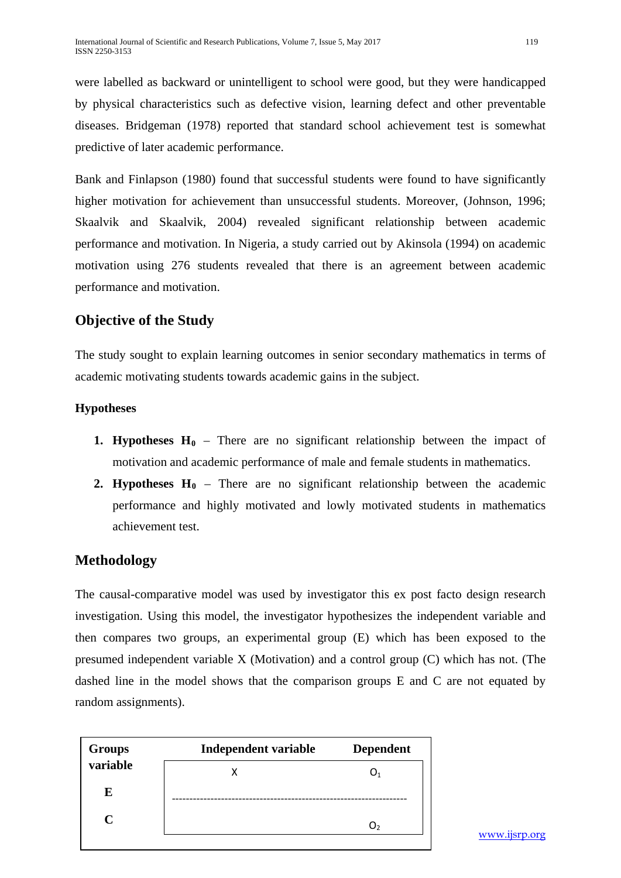were labelled as backward or unintelligent to school were good, but they were handicapped by physical characteristics such as defective vision, learning defect and other preventable diseases. Bridgeman (1978) reported that standard school achievement test is somewhat predictive of later academic performance.

Bank and Finlapson (1980) found that successful students were found to have significantly higher motivation for achievement than unsuccessful students. Moreover, (Johnson, 1996; Skaalvik and Skaalvik, 2004) revealed significant relationship between academic performance and motivation. In Nigeria, a study carried out by Akinsola (1994) on academic motivation using 276 students revealed that there is an agreement between academic performance and motivation.

## Objective of the Study

The study sought to explain learning outcomes in senior secondary mathematics in terms of academic motivating students towards academic gains in the subject.

### Hypotheses

1. **Hypotheses $H_0$** – There are no significant relationship between the impact of motivation and academic performance of male and female students in mathematics.
2. **Hypotheses $H_0$** – There are no significant relationship between the academic performance and highly motivated and lowly motivated students in mathematics achievement test.

## Methodology

The causal-comparative model was used by investigator this ex post facto design research investigation. Using this model, the investigator hypothesizes the independent variable and then compares two groups, an experimental group (E) which has been exposed to the presumed independent variable X (Motivation) and a control group (C) which has not. (The dashed line in the model shows that the comparison groups E and C are not equated by random assignments).

| Groups variable | Independent variable | Dependent |
|---|---|---|
| E | X | $O_1$ |
| | ------------------------------------------------------------------ | |
| C | | $O_2$ |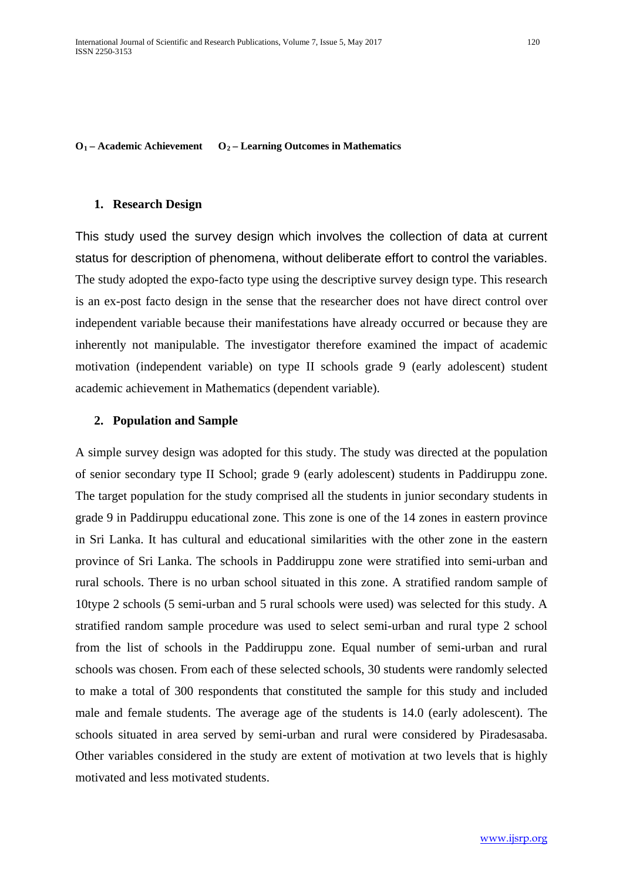**$O_1$ – Academic Achievement** **$O_2$ – Learning Outcomes in Mathematics**

1. **Research Design**

This study used the survey design which involves the collection of data at current status for description of phenomena, without deliberate effort to control the variables. The study adopted the expo-facto type using the descriptive survey design type. This research is an ex-post facto design in the sense that the researcher does not have direct control over independent variable because their manifestations have already occurred or because they are inherently not manipulable. The investigator therefore examined the impact of academic motivation (independent variable) on type II schools grade 9 (early adolescent) student academic achievement in Mathematics (dependent variable).

2. **Population and Sample**

A simple survey design was adopted for this study. The study was directed at the population of senior secondary type II School; grade 9 (early adolescent) students in Paddiruppu zone. The target population for the study comprised all the students in junior secondary students in grade 9 in Paddiruppu educational zone. This zone is one of the 14 zones in eastern province in Sri Lanka. It has cultural and educational similarities with the other zone in the eastern province of Sri Lanka. The schools in Paddiruppu zone were stratified into semi-urban and rural schools. There is no urban school situated in this zone. A stratified random sample of 10type 2 schools (5 semi-urban and 5 rural schools were used) was selected for this study. A stratified random sample procedure was used to select semi-urban and rural type 2 school from the list of schools in the Paddiruppu zone. Equal number of semi-urban and rural schools was chosen. From each of these selected schools, 30 students were randomly selected to make a total of 300 respondents that constituted the sample for this study and included male and female students. The average age of the students is 14.0 (early adolescent). The schools situated in area served by semi-urban and rural were considered by Piradesasaba. Other variables considered in the study are extent of motivation at two levels that is highly motivated and less motivated students.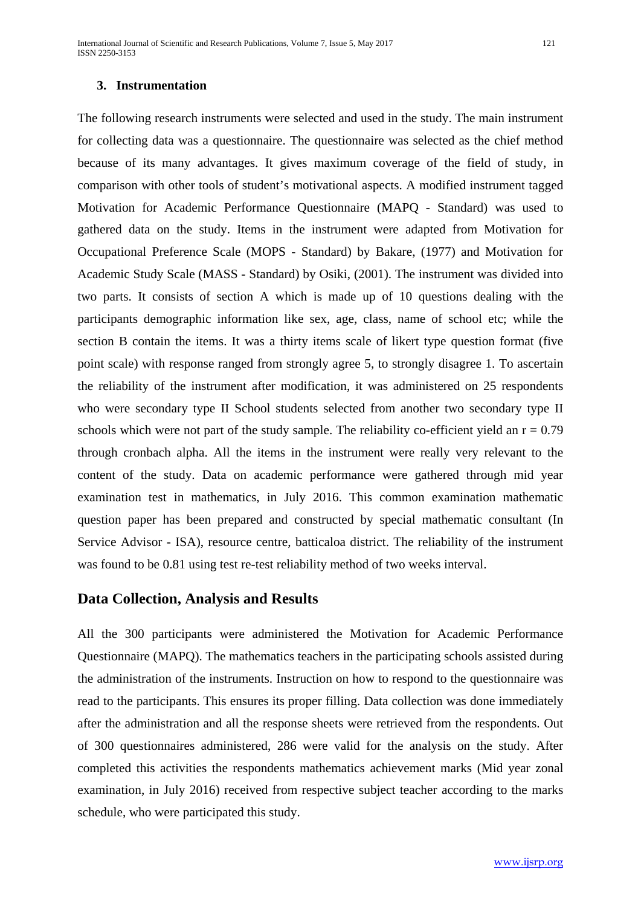### 3. Instrumentation

The following research instruments were selected and used in the study. The main instrument for collecting data was a questionnaire. The questionnaire was selected as the chief method because of its many advantages. It gives maximum coverage of the field of study, in comparison with other tools of student's motivational aspects. A modified instrument tagged Motivation for Academic Performance Questionnaire (MAPQ - Standard) was used to gathered data on the study. Items in the instrument were adapted from Motivation for Occupational Preference Scale (MOPS - Standard) by Bakare, (1977) and Motivation for Academic Study Scale (MASS - Standard) by Osiki, (2001). The instrument was divided into two parts. It consists of section A which is made up of 10 questions dealing with the participants demographic information like sex, age, class, name of school etc; while the section B contain the items. It was a thirty items scale of likert type question format (five point scale) with response ranged from strongly agree 5, to strongly disagree 1. To ascertain the reliability of the instrument after modification, it was administered on 25 respondents who were secondary type II School students selected from another two secondary type II schools which were not part of the study sample. The reliability co-efficient yield an $r = 0.79$ through cronbach alpha. All the items in the instrument were really very relevant to the content of the study. Data on academic performance were gathered through mid year examination test in mathematics, in July 2016. This common examination mathematic question paper has been prepared and constructed by special mathematic consultant (In Service Advisor - ISA), resource centre, batticaloa district. The reliability of the instrument was found to be 0.81 using test re-test reliability method of two weeks interval.

## Data Collection, Analysis and Results

All the 300 participants were administered the Motivation for Academic Performance Questionnaire (MAPQ). The mathematics teachers in the participating schools assisted during the administration of the instruments. Instruction on how to respond to the questionnaire was read to the participants. This ensures its proper filling. Data collection was done immediately after the administration and all the response sheets were retrieved from the respondents. Out of 300 questionnaires administered, 286 were valid for the analysis on the study. After completed this activities the respondents mathematics achievement marks (Mid year zonal examination, in July 2016) received from respective subject teacher according to the marks schedule, who were participated this study.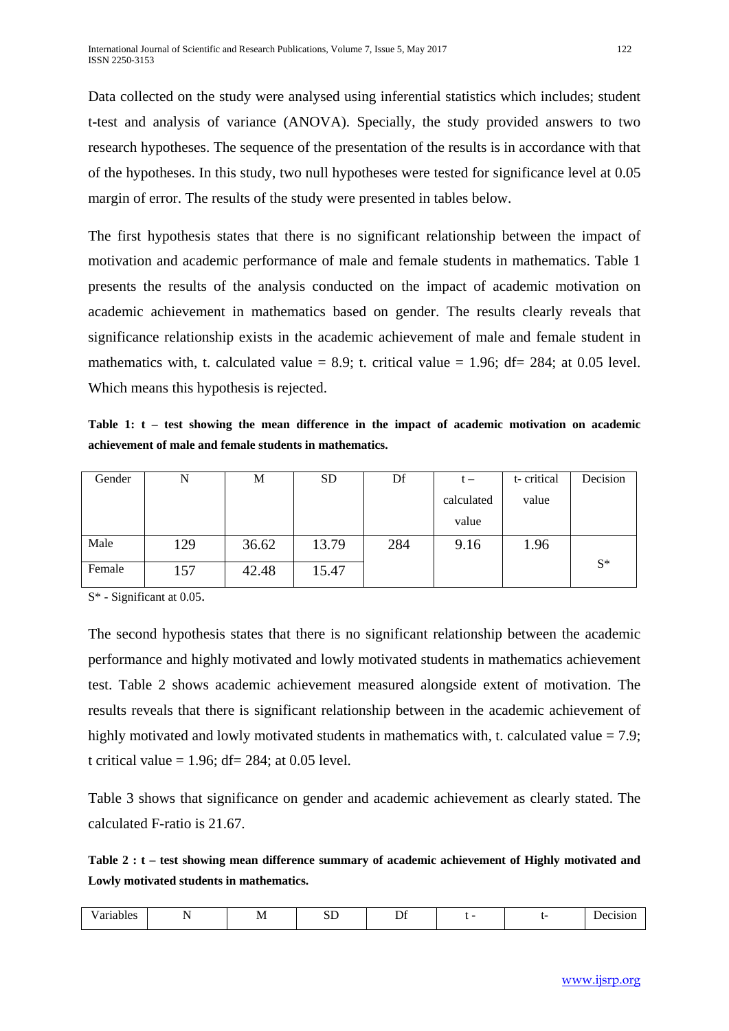Data collected on the study were analysed using inferential statistics which includes; student t-test and analysis of variance (ANOVA). Specially, the study provided answers to two research hypotheses. The sequence of the presentation of the results is in accordance with that of the hypotheses. In this study, two null hypotheses were tested for significance level at 0.05 margin of error. The results of the study were presented in tables below.

The first hypothesis states that there is no significant relationship between the impact of motivation and academic performance of male and female students in mathematics. Table 1 presents the results of the analysis conducted on the impact of academic motivation on academic achievement in mathematics based on gender. The results clearly reveals that significance relationship exists in the academic achievement of male and female student in mathematics with, t. calculated value = 8.9; t. critical value = 1.96; df= 284; at 0.05 level. Which means this hypothesis is rejected.

**Table 1: t – test showing the mean difference in the impact of academic motivation on academic achievement of male and female students in mathematics.**

| Gender | N | M | SD | Df | t – calculated value | t- critical value | Decision |
|---|---|---|---|---|---|---|---|
| Male | 129 | 36.62 | 13.79 | 284 | 9.16 | 1.96 | S* |
| Female | 157 | 42.48 | 15.47 | | | | |

S* - Significant at 0.05.

The second hypothesis states that there is no significant relationship between the academic performance and highly motivated and lowly motivated students in mathematics achievement test. Table 2 shows academic achievement measured alongside extent of motivation. The results reveals that there is significant relationship between in the academic achievement of highly motivated and lowly motivated students in mathematics with, t. calculated value = 7.9; t critical value = 1.96; df= 284; at 0.05 level.

Table 3 shows that significance on gender and academic achievement as clearly stated. The calculated F-ratio is 21.67.

**Table 2 : t – test showing mean difference summary of academic achievement of Highly motivated and Lowly motivated students in mathematics.**

| Variables | N | M | SD | Df | t - | t- | Decision |
|---|---|---|---|---|---|---|---|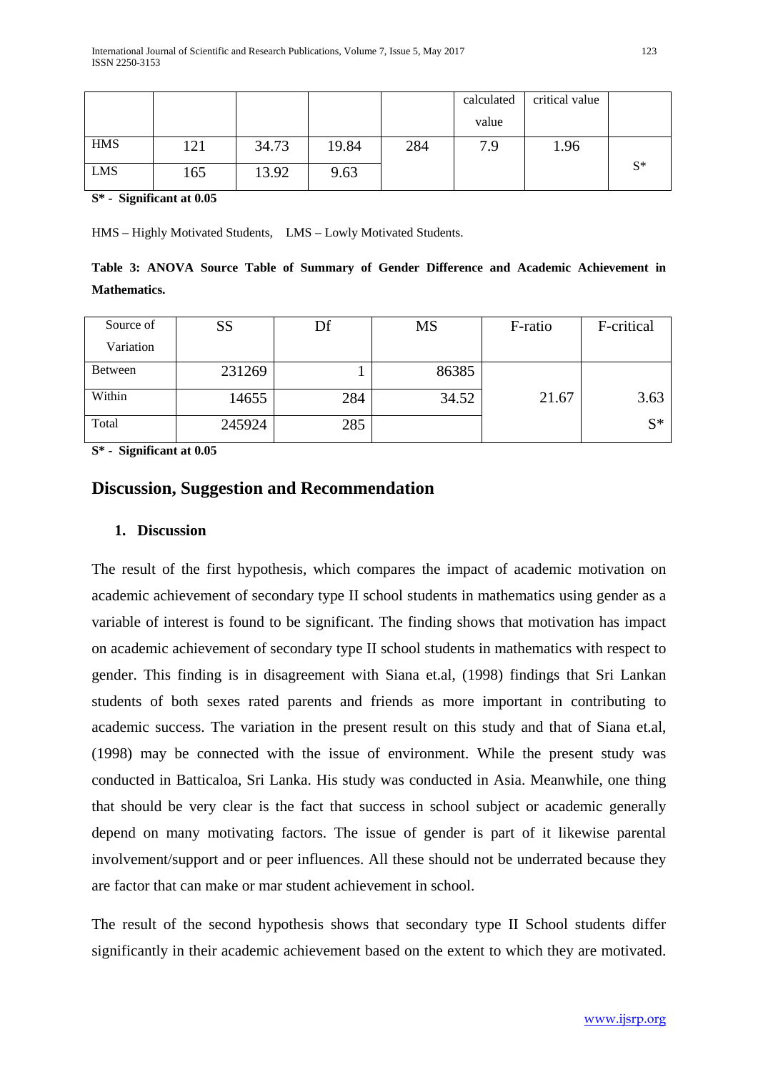|  |  |  |  |  | calculated value | critical value |  |
|---|---|---|---|---|---|---|---|
| HMS | 121 | 34.73 | 19.84 | 284 | 7.9 | 1.96 | S* |
| LMS | 165 | 13.92 | 9.63 |  |  |  |  |

**S* - Significant at 0.05**

HMS – Highly Motivated Students, LMS – Lowly Motivated Students.

**Table 3: ANOVA Source Table of Summary of Gender Difference and Academic Achievement in Mathematics.**

| Source of Variation | SS | Df | MS | F-ratio | F-critical |
|---|---|---|---|---|---|
| Between | 231269 | 1 | 86385 |  |  |
| Within | 14655 | 284 | 34.52 | 21.67 | 3.63 |
| Total | 245924 | 285 |  |  | S* |

**S* - Significant at 0.05**

## Discussion, Suggestion and Recommendation

### 1. Discussion

The result of the first hypothesis, which compares the impact of academic motivation on academic achievement of secondary type II school students in mathematics using gender as a variable of interest is found to be significant. The finding shows that motivation has impact on academic achievement of secondary type II school students in mathematics with respect to gender. This finding is in disagreement with Siana et.al, (1998) findings that Sri Lankan students of both sexes rated parents and friends as more important in contributing to academic success. The variation in the present result on this study and that of Siana et.al, (1998) may be connected with the issue of environment. While the present study was conducted in Batticaloa, Sri Lanka. His study was conducted in Asia. Meanwhile, one thing that should be very clear is the fact that success in school subject or academic generally depend on many motivating factors. The issue of gender is part of it likewise parental involvement/support and or peer influences. All these should not be underrated because they are factor that can make or mar student achievement in school.

The result of the second hypothesis shows that secondary type II School students differ significantly in their academic achievement based on the extent to which they are motivated.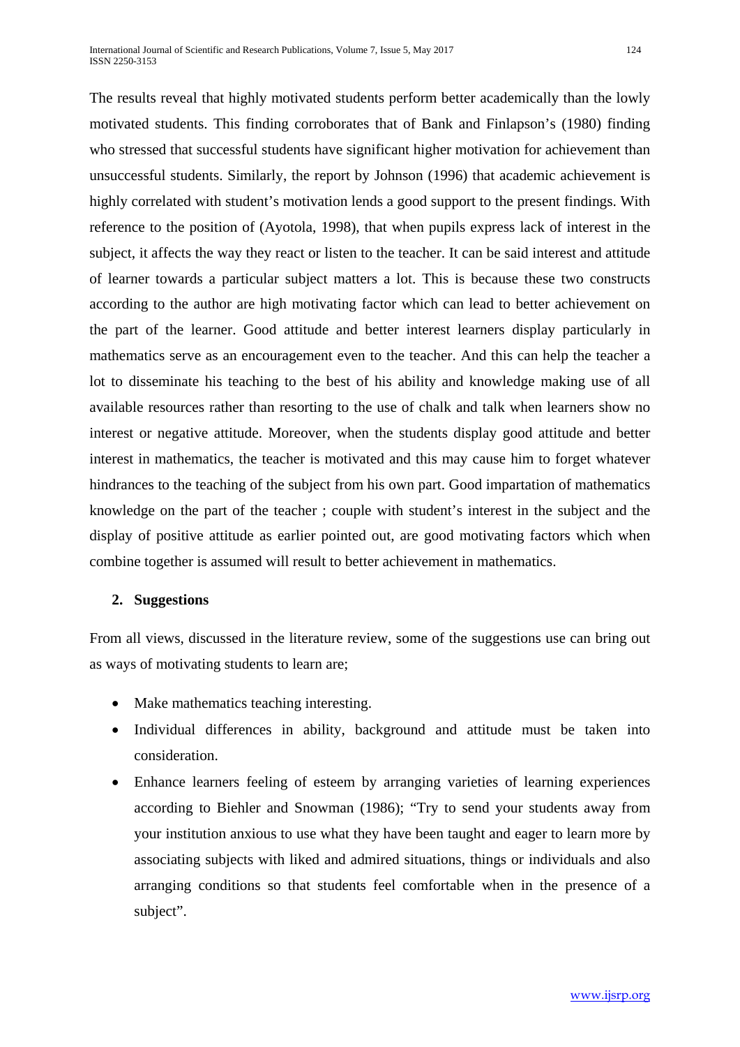The results reveal that highly motivated students perform better academically than the lowly motivated students. This finding corroborates that of Bank and Finlapson's (1980) finding who stressed that successful students have significant higher motivation for achievement than unsuccessful students. Similarly, the report by Johnson (1996) that academic achievement is highly correlated with student's motivation lends a good support to the present findings. With reference to the position of (Ayotola, 1998), that when pupils express lack of interest in the subject, it affects the way they react or listen to the teacher. It can be said interest and attitude of learner towards a particular subject matters a lot. This is because these two constructs according to the author are high motivating factor which can lead to better achievement on the part of the learner. Good attitude and better interest learners display particularly in mathematics serve as an encouragement even to the teacher. And this can help the teacher a lot to disseminate his teaching to the best of his ability and knowledge making use of all available resources rather than resorting to the use of chalk and talk when learners show no interest or negative attitude. Moreover, when the students display good attitude and better interest in mathematics, the teacher is motivated and this may cause him to forget whatever hindrances to the teaching of the subject from his own part. Good impartation of mathematics knowledge on the part of the teacher ; couple with student's interest in the subject and the display of positive attitude as earlier pointed out, are good motivating factors which when combine together is assumed will result to better achievement in mathematics.

## 2. Suggestions

From all views, discussed in the literature review, some of the suggestions use can bring out as ways of motivating students to learn are;

- Make mathematics teaching interesting.
- Individual differences in ability, background and attitude must be taken into consideration.
- Enhance learners feeling of esteem by arranging varieties of learning experiences according to Biehler and Snowman (1986); "Try to send your students away from your institution anxious to use what they have been taught and eager to learn more by associating subjects with liked and admired situations, things or individuals and also arranging conditions so that students feel comfortable when in the presence of a subject".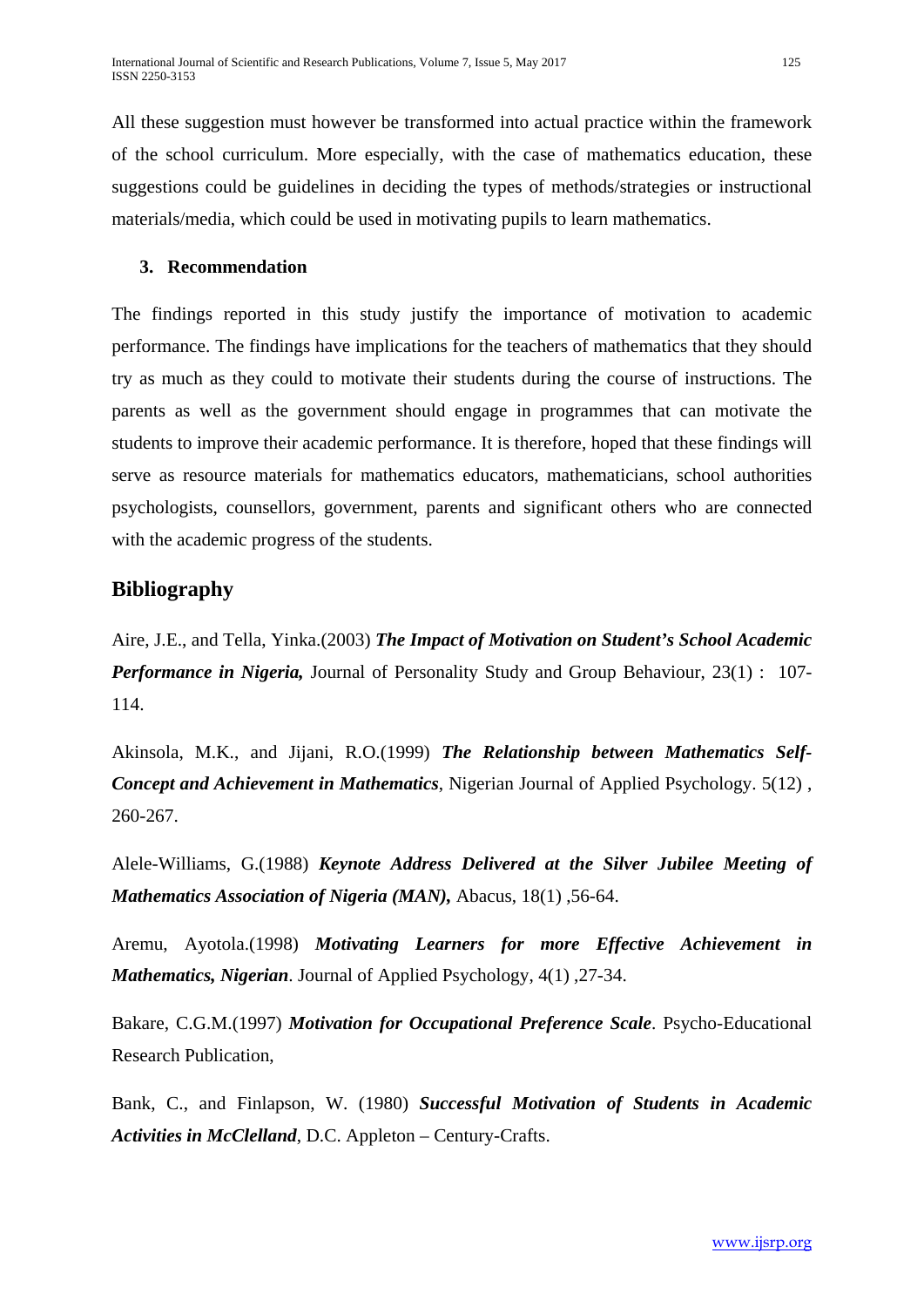All these suggestion must however be transformed into actual practice within the framework of the school curriculum. More especially, with the case of mathematics education, these suggestions could be guidelines in deciding the types of methods/strategies or instructional materials/media, which could be used in motivating pupils to learn mathematics.

## 3. Recommendation

The findings reported in this study justify the importance of motivation to academic performance. The findings have implications for the teachers of mathematics that they should try as much as they could to motivate their students during the course of instructions. The parents as well as the government should engage in programmes that can motivate the students to improve their academic performance. It is therefore, hoped that these findings will serve as resource materials for mathematics educators, mathematicians, school authorities psychologists, counsellors, government, parents and significant others who are connected with the academic progress of the students.

## Bibliography

Aire, J.E., and Tella, Yinka.(2003) ***The Impact of Motivation on Student's School Academic Performance in Nigeria,*** Journal of Personality Study and Group Behaviour, 23(1) : 107-114.

Akinsola, M.K., and Jijani, R.O.(1999) ***The Relationship between Mathematics Self-Concept and Achievement in Mathematics***, Nigerian Journal of Applied Psychology. 5(12) , 260-267.

Alele-Williams, G.(1988) ***Keynote Address Delivered at the Silver Jubilee Meeting of Mathematics Association of Nigeria (MAN),*** Abacus, 18(1) ,56-64.

Aremu, Ayotola.(1998) ***Motivating Learners for more Effective Achievement in Mathematics, Nigerian***. Journal of Applied Psychology, 4(1) ,27-34.

Bakare, C.G.M.(1997) ***Motivation for Occupational Preference Scale***. Psycho-Educational Research Publication,

Bank, C., and Finlapson, W. (1980) ***Successful Motivation of Students in Academic Activities in McClelland***, D.C. Appleton – Century-Crafts.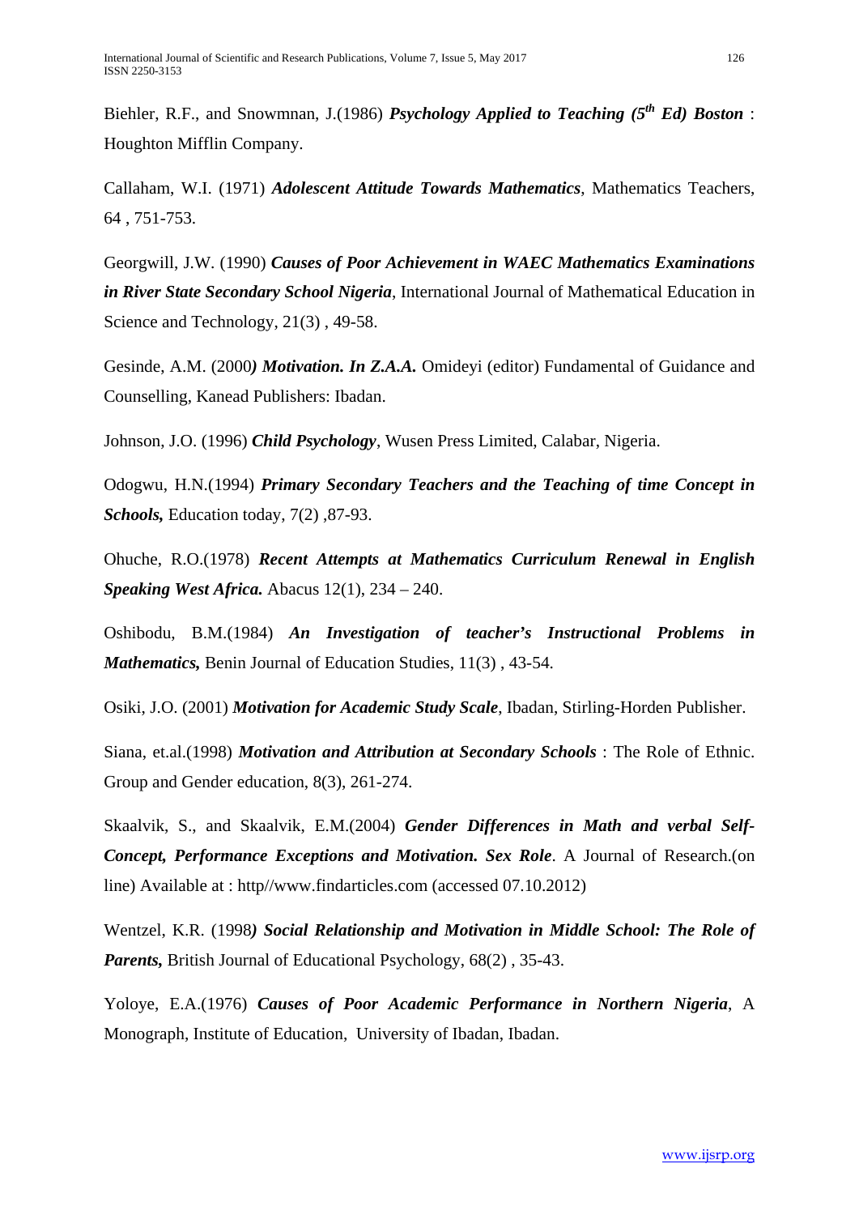Biehler, R.F., and Snowmnan, J.(1986) ***Psychology Applied to Teaching ($5^{th}$ Ed) Boston*** : Houghton Mifflin Company.

Callaham, W.I. (1971) ***Adolescent Attitude Towards Mathematics***, Mathematics Teachers, 64 , 751-753.

Georgwill, J.W. (1990) ***Causes of Poor Achievement in WAEC Mathematics Examinations in River State Secondary School Nigeria***, International Journal of Mathematical Education in Science and Technology, 21(3) , 49-58.

Gesinde, A.M. (2000***) Motivation. In Z.A.A.*** Omideyi (editor) Fundamental of Guidance and Counselling, Kanead Publishers: Ibadan.

Johnson, J.O. (1996) ***Child Psychology***, Wusen Press Limited, Calabar, Nigeria.

Odogwu, H.N.(1994) ***Primary Secondary Teachers and the Teaching of time Concept in Schools,*** Education today, 7(2) ,87-93.

Ohuche, R.O.(1978) ***Recent Attempts at Mathematics Curriculum Renewal in English Speaking West Africa.*** Abacus 12(1), 234 – 240.

Oshibodu, B.M.(1984) ***An Investigation of teacher's Instructional Problems in Mathematics,*** Benin Journal of Education Studies, 11(3) , 43-54.

Osiki, J.O. (2001) ***Motivation for Academic Study Scale***, Ibadan, Stirling-Horden Publisher.

Siana, et.al.(1998) ***Motivation and Attribution at Secondary Schools*** : The Role of Ethnic. Group and Gender education, 8(3), 261-274.

Skaalvik, S., and Skaalvik, E.M.(2004) ***Gender Differences in Math and verbal Self-Concept, Performance Exceptions and Motivation. Sex Role***. A Journal of Research.(on line) Available at : http//www.findarticles.com (accessed 07.10.2012)

Wentzel, K.R. (1998***) Social Relationship and Motivation in Middle School: The Role of Parents,*** British Journal of Educational Psychology, 68(2) , 35-43.

Yoloye, E.A.(1976) ***Causes of Poor Academic Performance in Northern Nigeria***, A Monograph, Institute of Education, University of Ibadan, Ibadan.